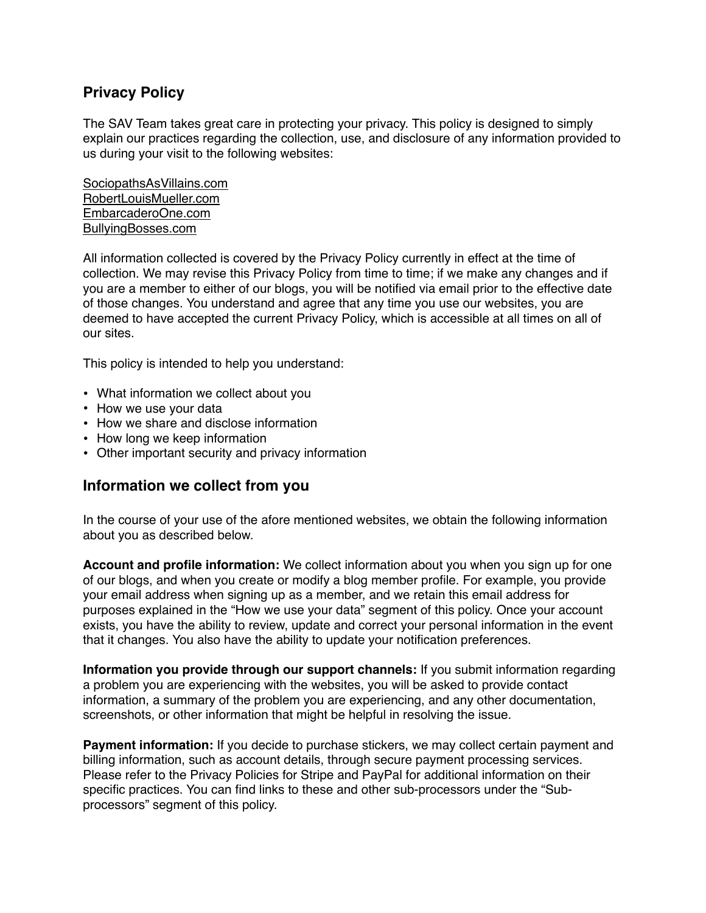## Privacy Policy

The SAV Team takes great care in protecting your privacy. This policy is designed to simply explain our practices regarding the collection, use, and disclosure of any information provided to us during your visit to the following websites:

SociopathsAsVillains.com
RobertLouisMueller.com
EmbarcaderoOne.com
BullyingBosses.com

All information collected is covered by the Privacy Policy currently in effect at the time of collection. We may revise this Privacy Policy from time to time; if we make any changes and if you are a member to either of our blogs, you will be notified via email prior to the effective date of those changes. You understand and agree that any time you use our websites, you are deemed to have accepted the current Privacy Policy, which is accessible at all times on all of our sites.

This policy is intended to help you understand:

- What information we collect about you
- How we use your data
- How we share and disclose information
- How long we keep information
- Other important security and privacy information

## Information we collect from you

In the course of your use of the afore mentioned websites, we obtain the following information about you as described below.

**Account and profile information:** We collect information about you when you sign up for one of our blogs, and when you create or modify a blog member profile. For example, you provide your email address when signing up as a member, and we retain this email address for purposes explained in the "How we use your data" segment of this policy. Once your account exists, you have the ability to review, update and correct your personal information in the event that it changes. You also have the ability to update your notification preferences.

**Information you provide through our support channels:** If you submit information regarding a problem you are experiencing with the websites, you will be asked to provide contact information, a summary of the problem you are experiencing, and any other documentation, screenshots, or other information that might be helpful in resolving the issue.

**Payment information:** If you decide to purchase stickers, we may collect certain payment and billing information, such as account details, through secure payment processing services. Please refer to the Privacy Policies for Stripe and PayPal for additional information on their specific practices. You can find links to these and other sub-processors under the "Sub-processors" segment of this policy.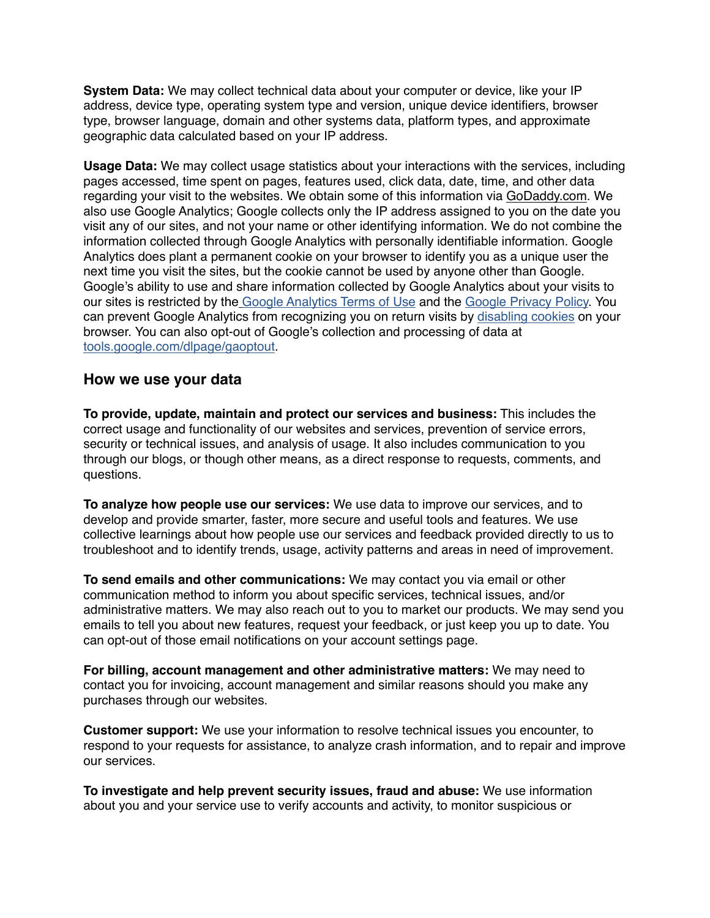**System Data:** We may collect technical data about your computer or device, like your IP address, device type, operating system type and version, unique device identifiers, browser type, browser language, domain and other systems data, platform types, and approximate geographic data calculated based on your IP address.

**Usage Data:** We may collect usage statistics about your interactions with the services, including pages accessed, time spent on pages, features used, click data, date, time, and other data regarding your visit to the websites. We obtain some of this information via GoDaddy.com. We also use Google Analytics; Google collects only the IP address assigned to you on the date you visit any of our sites, and not your name or other identifying information. We do not combine the information collected through Google Analytics with personally identifiable information. Google Analytics does plant a permanent cookie on your browser to identify you as a unique user the next time you visit the sites, but the cookie cannot be used by anyone other than Google. Google's ability to use and share information collected by Google Analytics about your visits to our sites is restricted by the Google Analytics Terms of Use and the Google Privacy Policy. You can prevent Google Analytics from recognizing you on return visits by disabling cookies on your browser. You can also opt-out of Google's collection and processing of data at tools.google.com/dlpage/gaoptout.

## How we use your data

**To provide, update, maintain and protect our services and business:** This includes the correct usage and functionality of our websites and services, prevention of service errors, security or technical issues, and analysis of usage. It also includes communication to you through our blogs, or though other means, as a direct response to requests, comments, and questions.

**To analyze how people use our services:** We use data to improve our services, and to develop and provide smarter, faster, more secure and useful tools and features. We use collective learnings about how people use our services and feedback provided directly to us to troubleshoot and to identify trends, usage, activity patterns and areas in need of improvement.

**To send emails and other communications:** We may contact you via email or other communication method to inform you about specific services, technical issues, and/or administrative matters. We may also reach out to you to market our products. We may send you emails to tell you about new features, request your feedback, or just keep you up to date. You can opt-out of those email notifications on your account settings page.

**For billing, account management and other administrative matters:** We may need to contact you for invoicing, account management and similar reasons should you make any purchases through our websites.

**Customer support:** We use your information to resolve technical issues you encounter, to respond to your requests for assistance, to analyze crash information, and to repair and improve our services.

**To investigate and help prevent security issues, fraud and abuse:** We use information about you and your service use to verify accounts and activity, to monitor suspicious or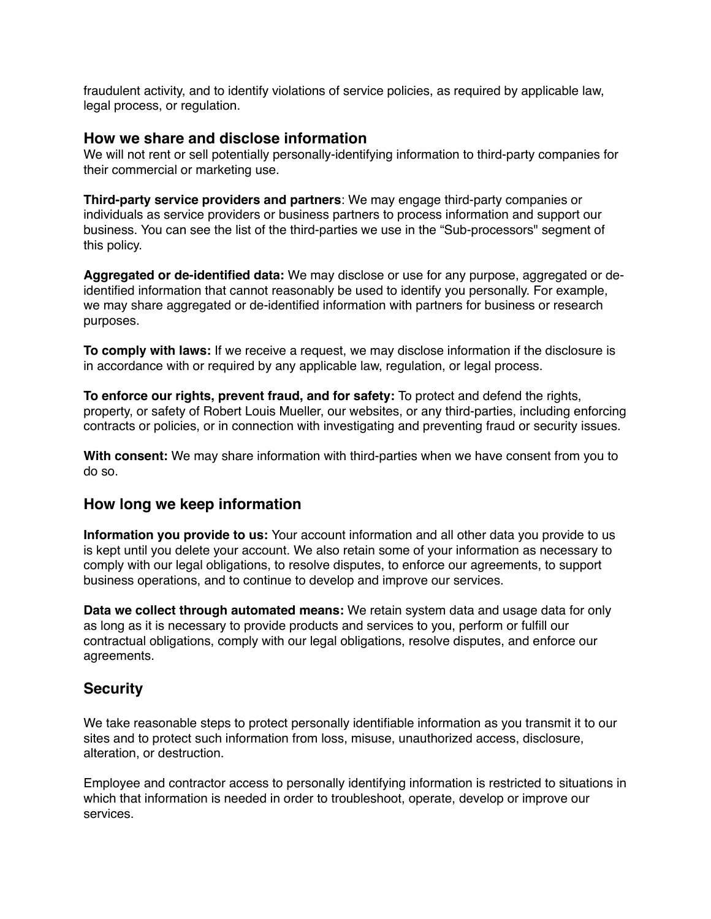fraudulent activity, and to identify violations of service policies, as required by applicable law, legal process, or regulation.

## How we share and disclose information

We will not rent or sell potentially personally-identifying information to third-party companies for their commercial or marketing use.

**Third-party service providers and partners**: We may engage third-party companies or individuals as service providers or business partners to process information and support our business. You can see the list of the third-parties we use in the “Sub-processors" segment of this policy.

**Aggregated or de-identified data:** We may disclose or use for any purpose, aggregated or de-identified information that cannot reasonably be used to identify you personally. For example, we may share aggregated or de-identified information with partners for business or research purposes.

**To comply with laws:** If we receive a request, we may disclose information if the disclosure is in accordance with or required by any applicable law, regulation, or legal process.

**To enforce our rights, prevent fraud, and for safety:** To protect and defend the rights, property, or safety of Robert Louis Mueller, our websites, or any third-parties, including enforcing contracts or policies, or in connection with investigating and preventing fraud or security issues.

**With consent:** We may share information with third-parties when we have consent from you to do so.

## How long we keep information

**Information you provide to us:** Your account information and all other data you provide to us is kept until you delete your account. We also retain some of your information as necessary to comply with our legal obligations, to resolve disputes, to enforce our agreements, to support business operations, and to continue to develop and improve our services.

**Data we collect through automated means:** We retain system data and usage data for only as long as it is necessary to provide products and services to you, perform or fulfill our contractual obligations, comply with our legal obligations, resolve disputes, and enforce our agreements.

## Security

We take reasonable steps to protect personally identifiable information as you transmit it to our sites and to protect such information from loss, misuse, unauthorized access, disclosure, alteration, or destruction.

Employee and contractor access to personally identifying information is restricted to situations in which that information is needed in order to troubleshoot, operate, develop or improve our services.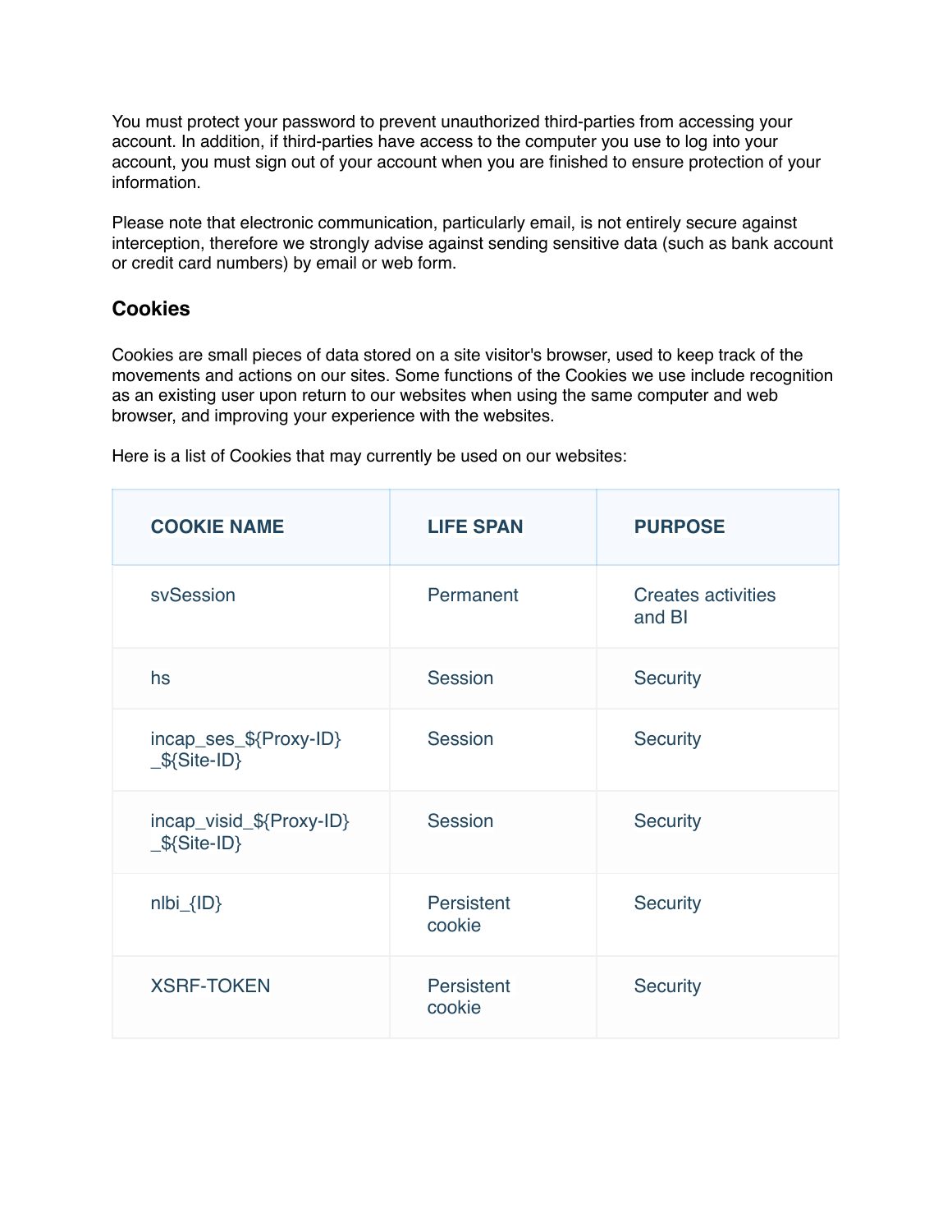You must protect your password to prevent unauthorized third-parties from accessing your account. In addition, if third-parties have access to the computer you use to log into your account, you must sign out of your account when you are finished to ensure protection of your information.

Please note that electronic communication, particularly email, is not entirely secure against interception, therefore we strongly advise against sending sensitive data (such as bank account or credit card numbers) by email or web form.

### Cookies

Cookies are small pieces of data stored on a site visitor's browser, used to keep track of the movements and actions on our sites. Some functions of the Cookies we use include recognition as an existing user upon return to our websites when using the same computer and web browser, and improving your experience with the websites.

Here is a list of Cookies that may currently be used on our websites:

| COOKIE NAME | LIFE SPAN | PURPOSE |
|---|---|---|
| svSession | Permanent | Creates activities and BI |
| hs | Session | Security |
| incap_ses_${Proxy-ID}_${Site-ID} | Session | Security |
| incap_visid_${Proxy-ID}_${Site-ID} | Session | Security |
| nlbi_{ID} | Persistent cookie | Security |
| XSRF-TOKEN | Persistent cookie | Security |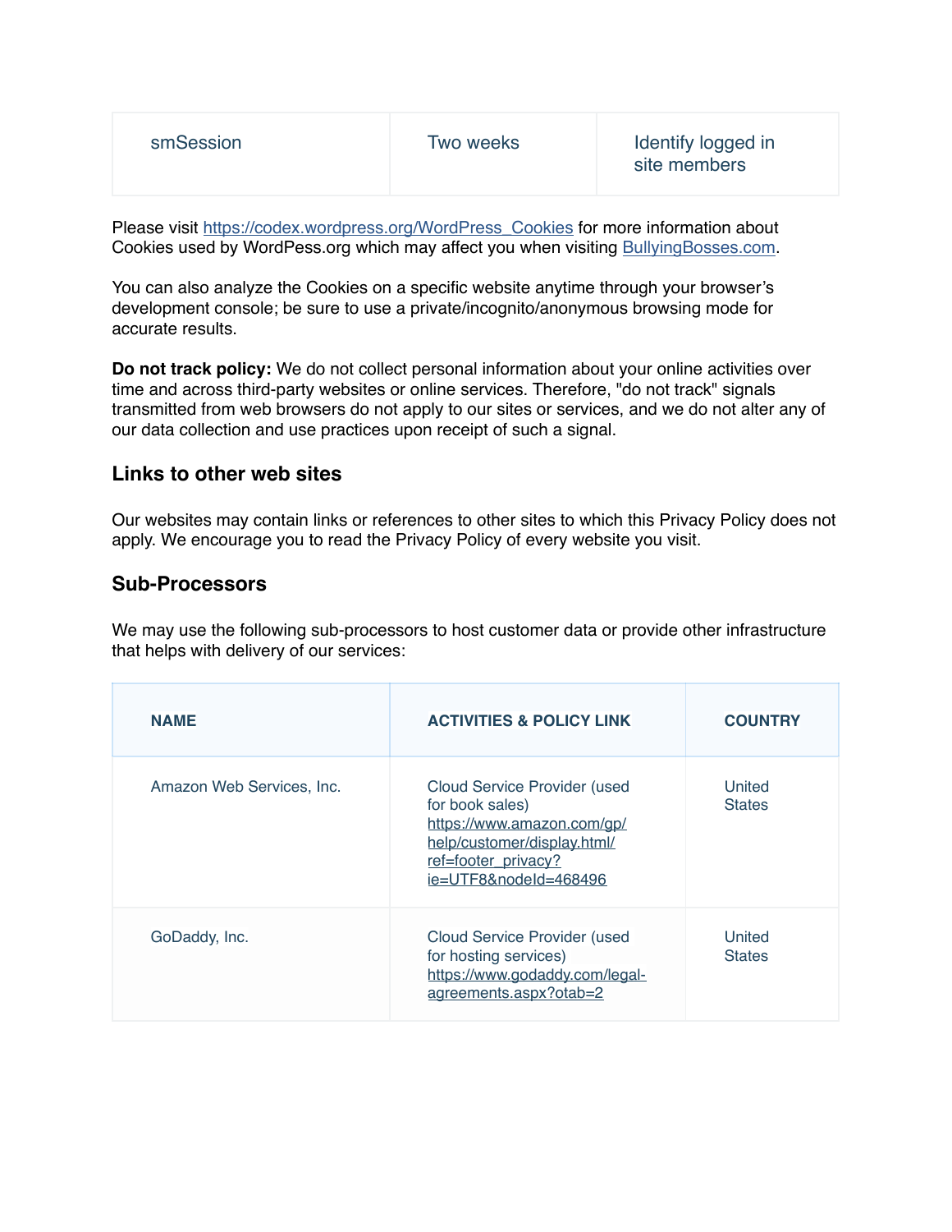| smSession | Two weeks | Identify logged in site members |
|---|---|---|

Please visit https://codex.wordpress.org/WordPress_Cookies for more information about Cookies used by WordPess.org which may affect you when visiting BullyingBosses.com.

You can also analyze the Cookies on a specific website anytime through your browser's development console; be sure to use a private/incognito/anonymous browsing mode for accurate results.

**Do not track policy:** We do not collect personal information about your online activities over time and across third-party websites or online services. Therefore, "do not track" signals transmitted from web browsers do not apply to our sites or services, and we do not alter any of our data collection and use practices upon receipt of such a signal.

## Links to other web sites

Our websites may contain links or references to other sites to which this Privacy Policy does not apply. We encourage you to read the Privacy Policy of every website you visit.

## Sub-Processors

We may use the following sub-processors to host customer data or provide other infrastructure that helps with delivery of our services:

| NAME | ACTIVITIES & POLICY LINK | COUNTRY |
|---|---|---|
| Amazon Web Services, Inc. | Cloud Service Provider (used for book sales) https://www.amazon.com/gp/help/customer/display.html/ref=footer_privacy?ie=UTF8&nodeId=468496 | United States |
| GoDaddy, Inc. | Cloud Service Provider (used for hosting services) https://www.godaddy.com/legal-agreements.aspx?otab=2 | United States |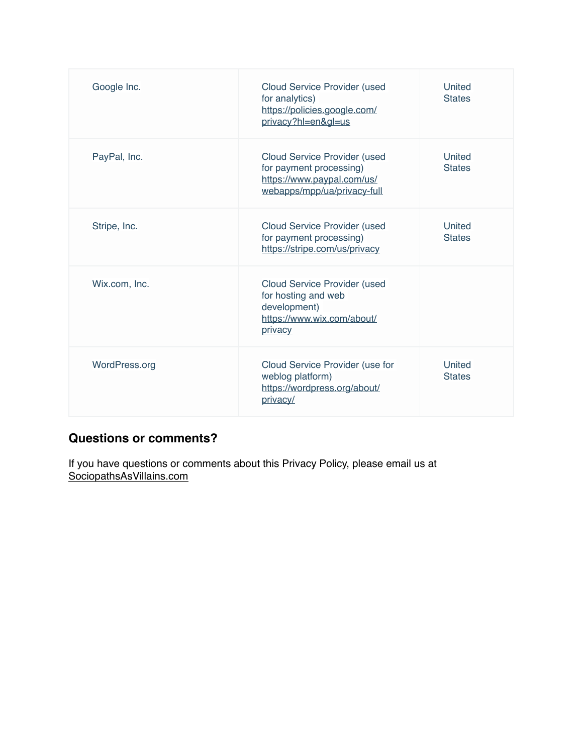| | | |
|---|---|---|
| Google Inc. | Cloud Service Provider (used for analytics) https://policies.google.com/privacy?hl=en&gl=us | United States |
| PayPal, Inc. | Cloud Service Provider (used for payment processing) https://www.paypal.com/us/webapps/mpp/ua/privacy-full | United States |
| Stripe, Inc. | Cloud Service Provider (used for payment processing) https://stripe.com/us/privacy | United States |
| Wix.com, Inc. | Cloud Service Provider (used for hosting and web development) https://www.wix.com/about/privacy | |
| WordPress.org | Cloud Service Provider (use for weblog platform) https://wordpress.org/about/privacy/ | United States |

## Questions or comments?

If you have questions or comments about this Privacy Policy, please email us at SociopathsAsVillains.com